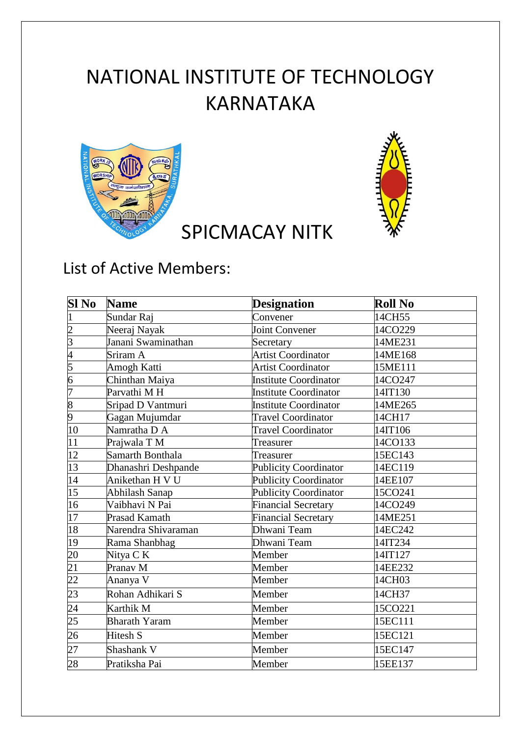# NATIONAL INSTITUTE OF TECHNOLOGY KARNATAKA

## SPICMACAY NITK

### List of Active Members:

| Sl No | Name | Designation | Roll No |
|---|---|---|---|
| 1 | Sundar Raj | Convener | 14CH55 |
| 2 | Neeraj Nayak | Joint Convener | 14CO229 |
| 3 | Janani Swaminathan | Secretary | 14ME231 |
| 4 | Sriram A | Artist Coordinator | 14ME168 |
| 5 | Amogh Katti | Artist Coordinator | 15ME111 |
| 6 | Chinthan Maiya | Institute Coordinator | 14CO247 |
| 7 | Parvathi M H | Institute Coordinator | 14IT130 |
| 8 | Sripad D Vantmuri | Institute Coordinator | 14ME265 |
| 9 | Gagan Mujumdar | Travel Coordinator | 14CH17 |
| 10 | Namratha D A | Travel Coordinator | 14IT106 |
| 11 | Prajwala T M | Treasurer | 14CO133 |
| 12 | Samarth Bonthala | Treasurer | 15EC143 |
| 13 | Dhanashri Deshpande | Publicity Coordinator | 14EC119 |
| 14 | Anikethan H V U | Publicity Coordinator | 14EE107 |
| 15 | Abhilash Sanap | Publicity Coordinator | 15CO241 |
| 16 | Vaibhavi N Pai | Financial Secretary | 14CO249 |
| 17 | Prasad Kamath | Financial Secretary | 14ME251 |
| 18 | Narendra Shivaraman | Dhwani Team | 14EC242 |
| 19 | Rama Shanbhag | Dhwani Team | 14IT234 |
| 20 | Nitya C K | Member | 14IT127 |
| 21 | Pranav M | Member | 14EE232 |
| 22 | Ananya V | Member | 14CH03 |
| 23 | Rohan Adhikari S | Member | 14CH37 |
| 24 | Karthik M | Member | 15CO221 |
| 25 | Bharath Yaram | Member | 15EC111 |
| 26 | Hitesh S | Member | 15EC121 |
| 27 | Shashank V | Member | 15EC147 |
| 28 | Pratiksha Pai | Member | 15EE137 |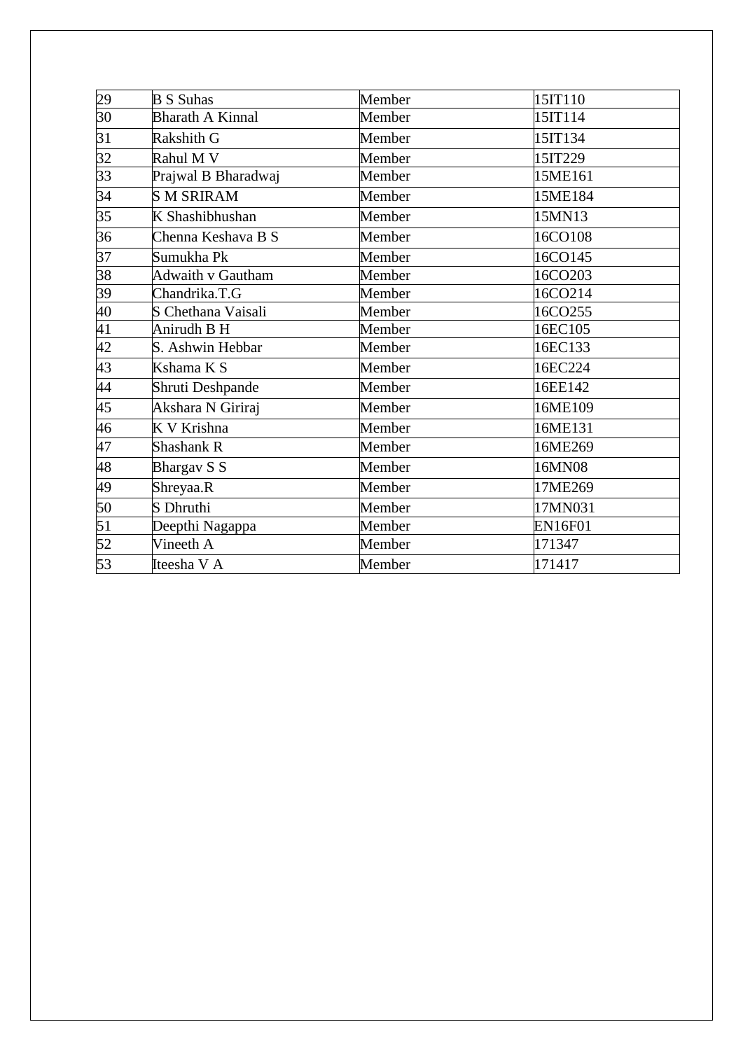| | | | |
|---|---|---|---|
| 29 | B S Suhas | Member | 15IT110 |
| 30 | Bharath A Kinnal | Member | 15IT114 |
| 31 | Rakshith G | Member | 15IT134 |
| 32 | Rahul M V | Member | 15IT229 |
| 33 | Prajwal B Bharadwaj | Member | 15ME161 |
| 34 | S M SRIRAM | Member | 15ME184 |
| 35 | K Shashibhushan | Member | 15MN13 |
| 36 | Chenna Keshava B S | Member | 16CO108 |
| 37 | Sumukha Pk | Member | 16CO145 |
| 38 | Adwaith v Gautham | Member | 16CO203 |
| 39 | Chandrika.T.G | Member | 16CO214 |
| 40 | S Chethana Vaisali | Member | 16CO255 |
| 41 | Anirudh B H | Member | 16EC105 |
| 42 | S. Ashwin Hebbar | Member | 16EC133 |
| 43 | Kshama K S | Member | 16EC224 |
| 44 | Shruti Deshpande | Member | 16EE142 |
| 45 | Akshara N Giriraj | Member | 16ME109 |
| 46 | K V Krishna | Member | 16ME131 |
| 47 | Shashank R | Member | 16ME269 |
| 48 | Bhargav S S | Member | 16MN08 |
| 49 | Shreyaa.R | Member | 17ME269 |
| 50 | S Dhruthi | Member | 17MN031 |
| 51 | Deepthi Nagappa | Member | EN16F01 |
| 52 | Vineeth A | Member | 171347 |
| 53 | Iteesha V A | Member | 171417 |